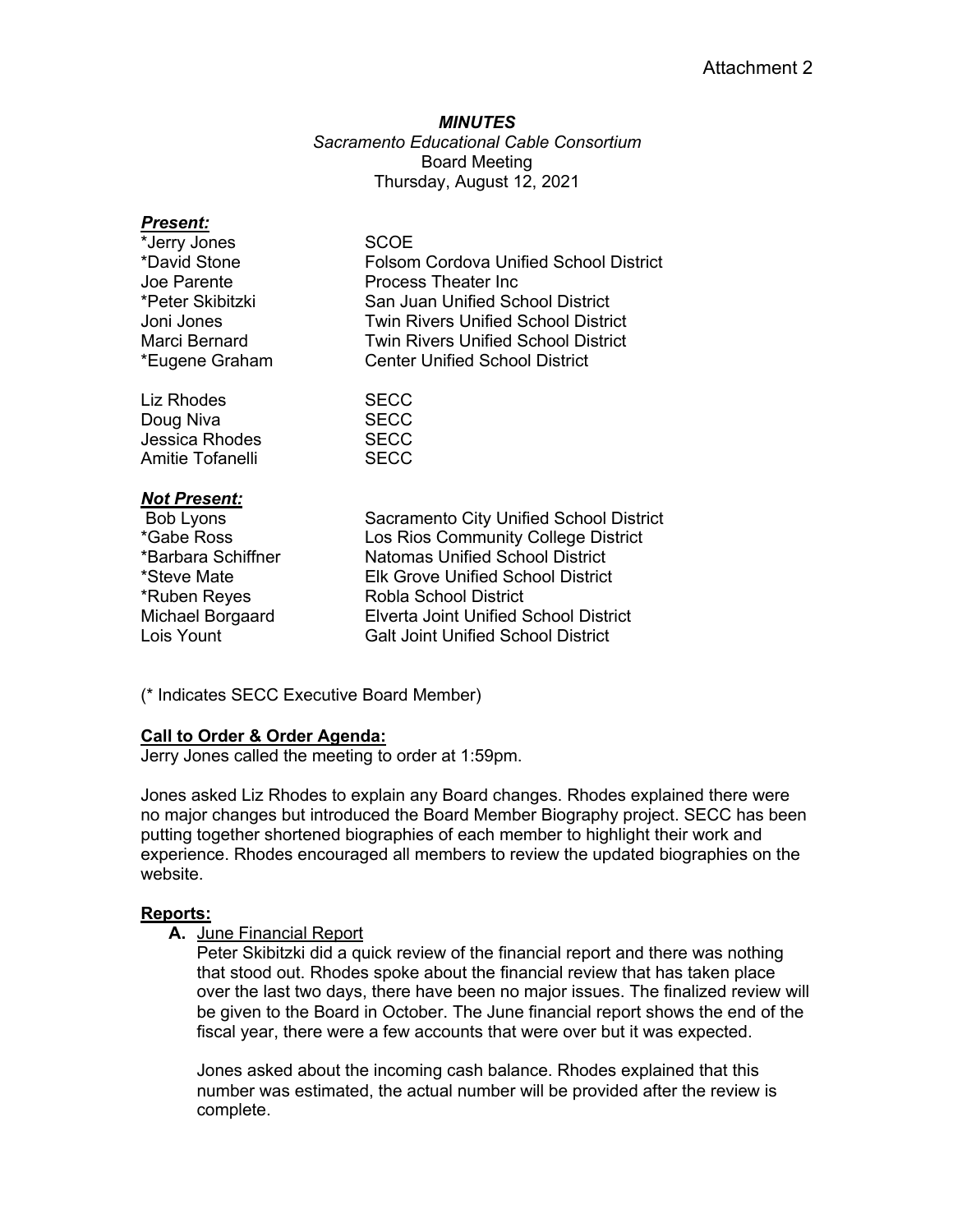Attachment 2

***MINUTES***

*Sacramento Educational Cable Consortium*

Board Meeting

Thursday, August 12, 2021

***Present:***

| | |
|---|---|
| *Jerry Jones | SCOE |
| *David Stone | Folsom Cordova Unified School District |
| Joe Parente | Process Theater Inc |
| *Peter Skibitzki | San Juan Unified School District |
| Joni Jones | Twin Rivers Unified School District |
| Marci Bernard | Twin Rivers Unified School District |
| *Eugene Graham | Center Unified School District |
| Liz Rhodes | SECC |
| Doug Niva | SECC |
| Jessica Rhodes | SECC |
| Amitie Tofanelli | SECC |

***Not Present:***

| | |
|---|---|
| Bob Lyons | Sacramento City Unified School District |
| *Gabe Ross | Los Rios Community College District |
| *Barbara Schiffner | Natomas Unified School District |
| *Steve Mate | Elk Grove Unified School District |
| *Ruben Reyes | Robla School District |
| Michael Borgaard | Elverta Joint Unified School District |
| Lois Yount | Galt Joint Unified School District |

(* Indicates SECC Executive Board Member)

**<u>Call to Order & Order Agenda:</u>**

Jerry Jones called the meeting to order at 1:59pm.

Jones asked Liz Rhodes to explain any Board changes. Rhodes explained there were no major changes but introduced the Board Member Biography project. SECC has been putting together shortened biographies of each member to highlight their work and experience. Rhodes encouraged all members to review the updated biographies on the website.

**<u>Reports:</u>**

**A.** <u>June Financial Report</u>

Peter Skibitzki did a quick review of the financial report and there was nothing that stood out. Rhodes spoke about the financial review that has taken place over the last two days, there have been no major issues. The finalized review will be given to the Board in October. The June financial report shows the end of the fiscal year, there were a few accounts that were over but it was expected.

Jones asked about the incoming cash balance. Rhodes explained that this number was estimated, the actual number will be provided after the review is complete.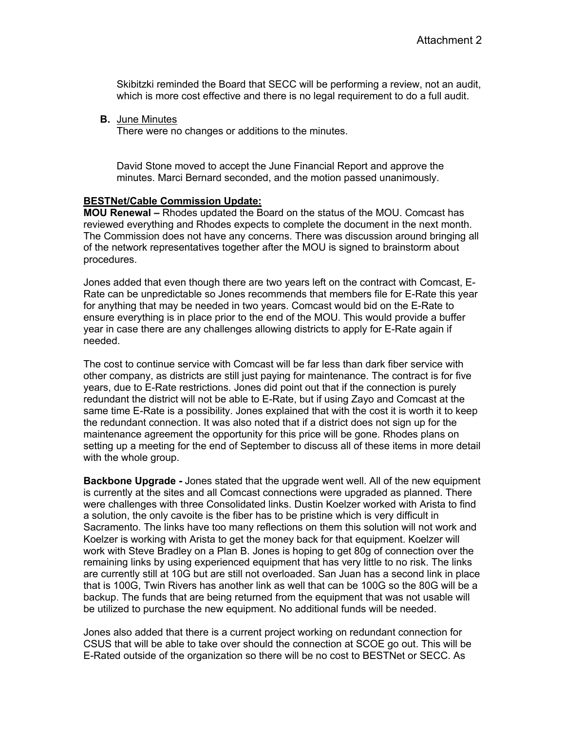Skibitzki reminded the Board that SECC will be performing a review, not an audit, which is more cost effective and there is no legal requirement to do a full audit.

**B.** June Minutes
There were no changes or additions to the minutes.

David Stone moved to accept the June Financial Report and approve the minutes. Marci Bernard seconded, and the motion passed unanimously.

**BESTNet/Cable Commission Update:**

**MOU Renewal –** Rhodes updated the Board on the status of the MOU. Comcast has reviewed everything and Rhodes expects to complete the document in the next month. The Commission does not have any concerns. There was discussion around bringing all of the network representatives together after the MOU is signed to brainstorm about procedures.

Jones added that even though there are two years left on the contract with Comcast, E-Rate can be unpredictable so Jones recommends that members file for E-Rate this year for anything that may be needed in two years. Comcast would bid on the E-Rate to ensure everything is in place prior to the end of the MOU. This would provide a buffer year in case there are any challenges allowing districts to apply for E-Rate again if needed.

The cost to continue service with Comcast will be far less than dark fiber service with other company, as districts are still just paying for maintenance. The contract is for five years, due to E-Rate restrictions. Jones did point out that if the connection is purely redundant the district will not be able to E-Rate, but if using Zayo and Comcast at the same time E-Rate is a possibility. Jones explained that with the cost it is worth it to keep the redundant connection. It was also noted that if a district does not sign up for the maintenance agreement the opportunity for this price will be gone. Rhodes plans on setting up a meeting for the end of September to discuss all of these items in more detail with the whole group.

**Backbone Upgrade -** Jones stated that the upgrade went well. All of the new equipment is currently at the sites and all Comcast connections were upgraded as planned. There were challenges with three Consolidated links. Dustin Koelzer worked with Arista to find a solution, the only cavoite is the fiber has to be pristine which is very difficult in Sacramento. The links have too many reflections on them this solution will not work and Koelzer is working with Arista to get the money back for that equipment. Koelzer will work with Steve Bradley on a Plan B. Jones is hoping to get 80g of connection over the remaining links by using experienced equipment that has very little to no risk. The links are currently still at 10G but are still not overloaded. San Juan has a second link in place that is 100G, Twin Rivers has another link as well that can be 100G so the 80G will be a backup. The funds that are being returned from the equipment that was not usable will be utilized to purchase the new equipment. No additional funds will be needed.

Jones also added that there is a current project working on redundant connection for CSUS that will be able to take over should the connection at SCOE go out. This will be E-Rated outside of the organization so there will be no cost to BESTNet or SECC. As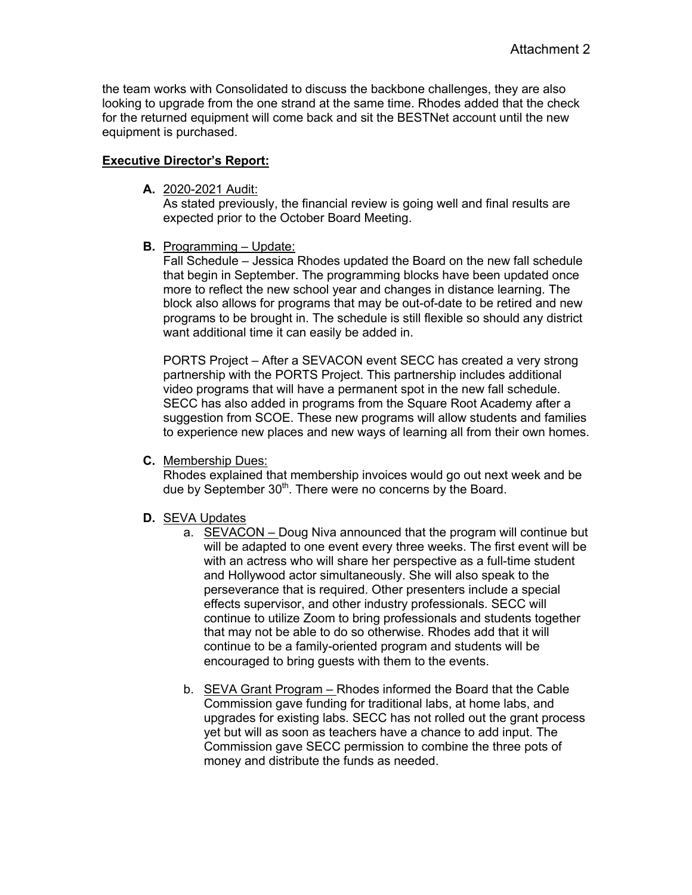Attachment 2

the team works with Consolidated to discuss the backbone challenges, they are also looking to upgrade from the one strand at the same time. Rhodes added that the check for the returned equipment will come back and sit the BESTNet account until the new equipment is purchased.

**Executive Director's Report:**

**A.** 2020-2021 Audit:
As stated previously, the financial review is going well and final results are expected prior to the October Board Meeting.

**B.** Programming – Update:
Fall Schedule – Jessica Rhodes updated the Board on the new fall schedule that begin in September. The programming blocks have been updated once more to reflect the new school year and changes in distance learning. The block also allows for programs that may be out-of-date to be retired and new programs to be brought in. The schedule is still flexible so should any district want additional time it can easily be added in.

PORTS Project – After a SEVACON event SECC has created a very strong partnership with the PORTS Project. This partnership includes additional video programs that will have a permanent spot in the new fall schedule. SECC has also added in programs from the Square Root Academy after a suggestion from SCOE. These new programs will allow students and families to experience new places and new ways of learning all from their own homes.

**C.** Membership Dues:
Rhodes explained that membership invoices would go out next week and be due by September 30th. There were no concerns by the Board.

**D.** SEVA Updates

a. SEVACON – Doug Niva announced that the program will continue but will be adapted to one event every three weeks. The first event will be with an actress who will share her perspective as a full-time student and Hollywood actor simultaneously. She will also speak to the perseverance that is required. Other presenters include a special effects supervisor, and other industry professionals. SECC will continue to utilize Zoom to bring professionals and students together that may not be able to do so otherwise. Rhodes add that it will continue to be a family-oriented program and students will be encouraged to bring guests with them to the events.

b. SEVA Grant Program – Rhodes informed the Board that the Cable Commission gave funding for traditional labs, at home labs, and upgrades for existing labs. SECC has not rolled out the grant process yet but will as soon as teachers have a chance to add input. The Commission gave SECC permission to combine the three pots of money and distribute the funds as needed.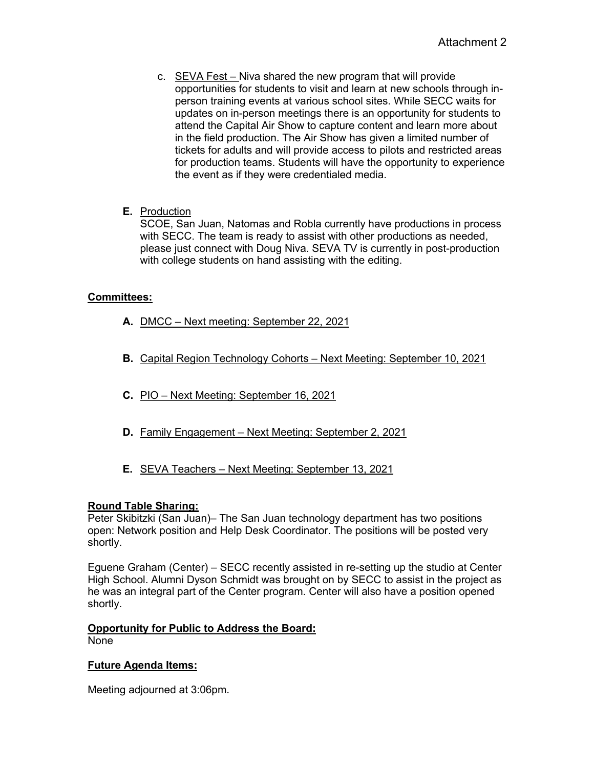Attachment 2

c. SEVA Fest – Niva shared the new program that will provide opportunities for students to visit and learn at new schools through in-person training events at various school sites. While SECC waits for updates on in-person meetings there is an opportunity for students to attend the Capital Air Show to capture content and learn more about in the field production. The Air Show has given a limited number of tickets for adults and will provide access to pilots and restricted areas for production teams. Students will have the opportunity to experience the event as if they were credentialed media.

**E.** Production
SCOE, San Juan, Natomas and Robla currently have productions in process with SECC. The team is ready to assist with other productions as needed, please just connect with Doug Niva. SEVA TV is currently in post-production with college students on hand assisting with the editing.

**Committees:**

**A.** DMCC – Next meeting: September 22, 2021

**B.** Capital Region Technology Cohorts – Next Meeting: September 10, 2021

**C.** PIO – Next Meeting: September 16, 2021

**D.** Family Engagement – Next Meeting: September 2, 2021

**E.** SEVA Teachers – Next Meeting: September 13, 2021

**Round Table Sharing:**
Peter Skibitzki (San Juan)– The San Juan technology department has two positions open: Network position and Help Desk Coordinator. The positions will be posted very shortly.

Eguene Graham (Center) – SECC recently assisted in re-setting up the studio at Center High School. Alumni Dyson Schmidt was brought on by SECC to assist in the project as he was an integral part of the Center program. Center will also have a position opened shortly.

**Opportunity for Public to Address the Board:**
None

**Future Agenda Items:**

Meeting adjourned at 3:06pm.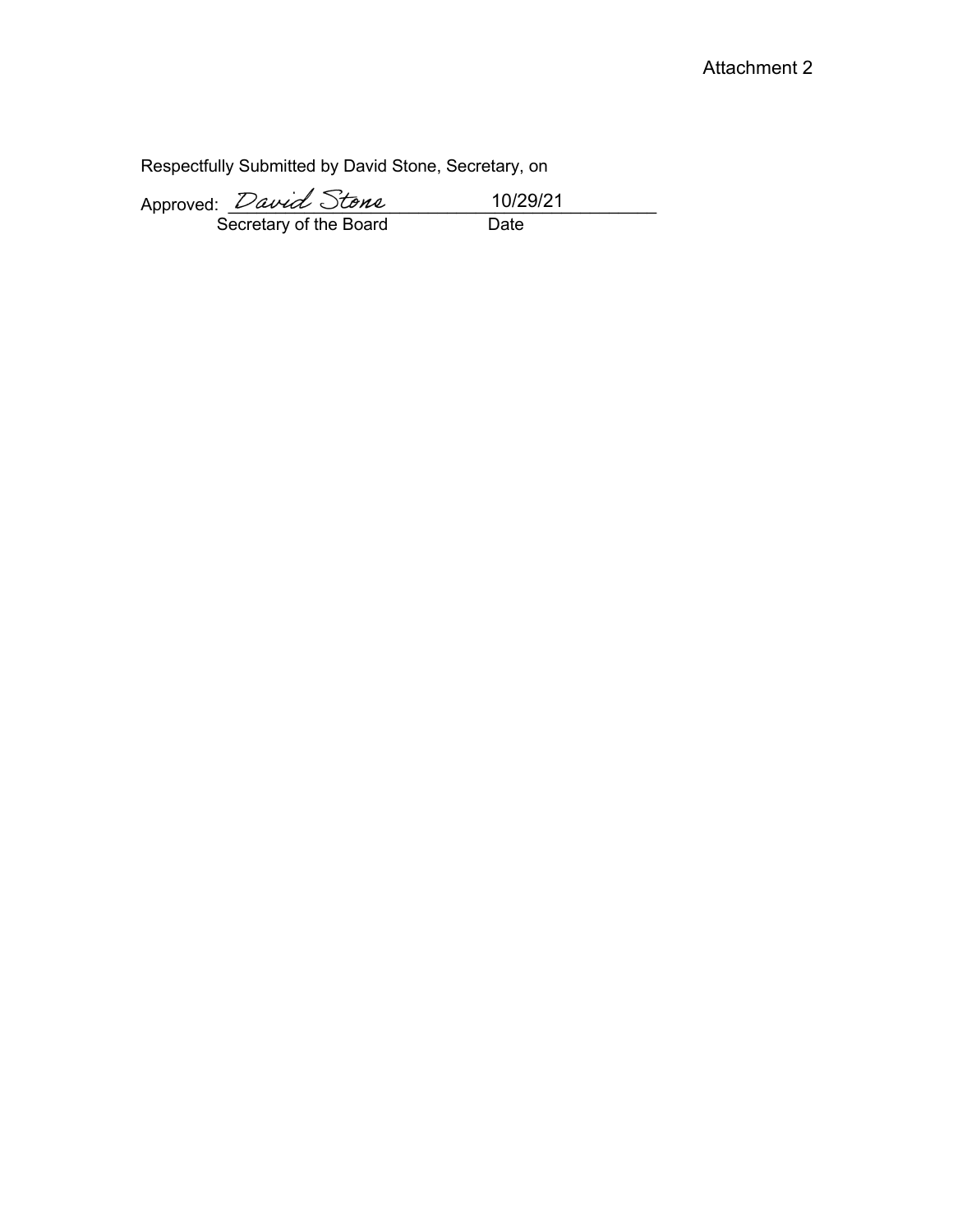Attachment 2

Respectfully Submitted by David Stone, Secretary, on

Approved: *David Stone* 10/29/21

Secretary of the Board Date